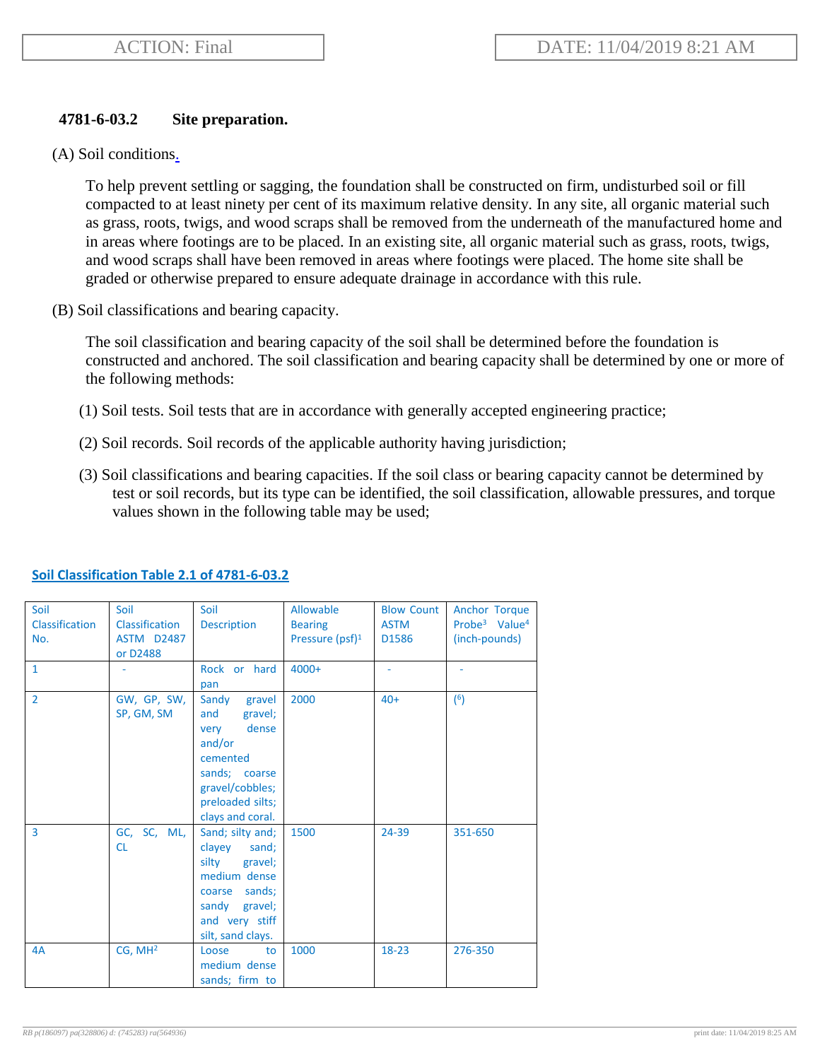ACTION: Final

DATE: 11/04/2019 8:21 AM

### 4781-6-03.2 Site preparation.

(A) Soil conditions.

To help prevent settling or sagging, the foundation shall be constructed on firm, undisturbed soil or fill compacted to at least ninety per cent of its maximum relative density. In any site, all organic material such as grass, roots, twigs, and wood scraps shall be removed from the underneath of the manufactured home and in areas where footings are to be placed. In an existing site, all organic material such as grass, roots, twigs, and wood scraps shall have been removed in areas where footings were placed. The home site shall be graded or otherwise prepared to ensure adequate drainage in accordance with this rule.

(B) Soil classifications and bearing capacity.

The soil classification and bearing capacity of the soil shall be determined before the foundation is constructed and anchored. The soil classification and bearing capacity shall be determined by one or more of the following methods:

(1) Soil tests. Soil tests that are in accordance with generally accepted engineering practice;

(2) Soil records. Soil records of the applicable authority having jurisdiction;

(3) Soil classifications and bearing capacities. If the soil class or bearing capacity cannot be determined by test or soil records, but its type can be identified, the soil classification, allowable pressures, and torque values shown in the following table may be used;

**Soil Classification Table 2.1 of 4781-6-03.2**

| Soil Classification No. | Soil Classification ASTM D2487 or D2488 | Soil Description | Allowable Bearing Pressure (psf)[1] | Blow Count ASTM D1586 | Anchor Torque Probe[3] Value[4] (inch-pounds) |
|---|---|---|---|---|---|
| 1 | - | Rock or hard pan | 4000+ | - | - |
| 2 | GW, GP, SW, SP, GM, SM | Sandy gravel and gravel; very dense and/or cemented sands; coarse gravel/cobbles; preloaded silts; clays and coral. | 2000 | 40+ | [6] |
| 3 | GC, SC, ML, CL | Sand; silty and; clayey sand; silty gravel; medium dense coarse sands; sandy gravel; and very stiff silt, sand clays. | 1500 | 24-39 | 351-650 |
| 4A | CG, MH[2] | Loose to medium dense sands; firm to | 1000 | 18-23 | 276-350 |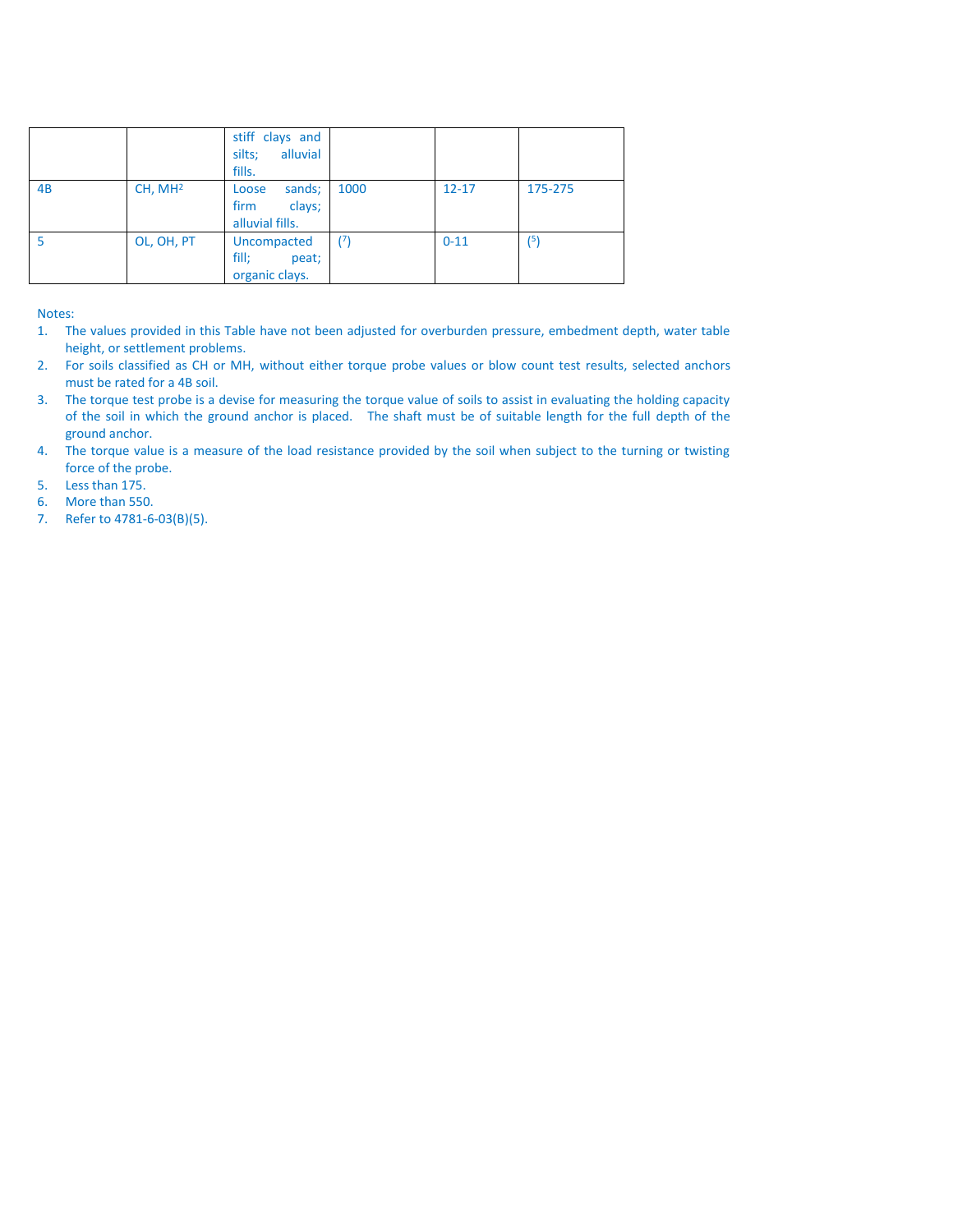| | | stiff clays and silts; alluvial fills. | | | |
|---|---|---|---|---|---|
| 4B | CH, MH[2] | Loose sands; firm clays; alluvial fills. | 1000 | 12-17 | 175-275 |
| 5 | OL, OH, PT | Uncompacted fill; peat; organic clays. | ([7]) | 0-11 | ([5]) |

Notes:

1. The values provided in this Table have not been adjusted for overburden pressure, embedment depth, water table height, or settlement problems.
2. For soils classified as CH or MH, without either torque probe values or blow count test results, selected anchors must be rated for a 4B soil.
3. The torque test probe is a devise for measuring the torque value of soils to assist in evaluating the holding capacity of the soil in which the ground anchor is placed. The shaft must be of suitable length for the full depth of the ground anchor.
4. The torque value is a measure of the load resistance provided by the soil when subject to the turning or twisting force of the probe.
5. Less than 175.
6. More than 550.
7. Refer to 4781-6-03(B)(5).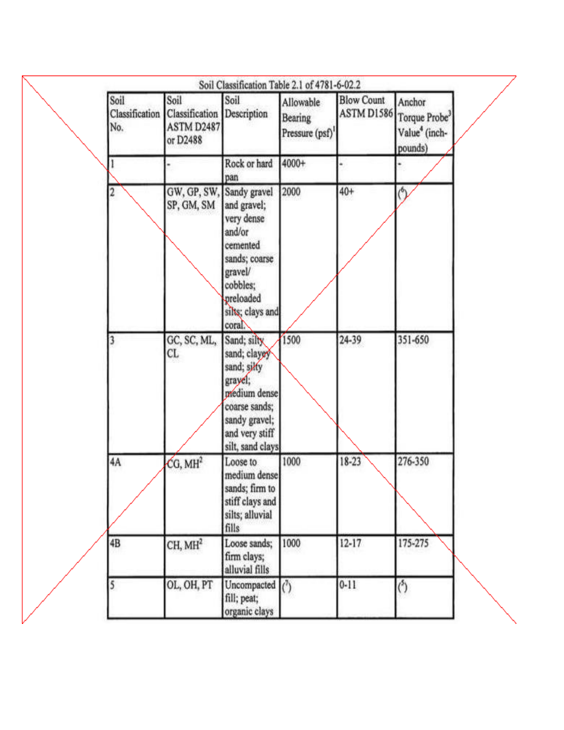Soil Classification Table 2.1 of 4781-6-02.2

| Soil Classification No. | Soil Classification ASTM D2487 or D2488 | Soil Description | Allowable Bearing Pressure (psf)[1] | Blow Count ASTM D1586 | Anchor Torque Probe[3] Value[4] (inch-pounds) |
|---|---|---|---|---|---|
| 1 | - | Rock or hard pan | 4000+ | - | - |
| 2 | GW, GP, SW, SP, GM, SM | Sandy gravel and gravel; very dense and/or cemented sands; coarse gravel/ cobbles; preloaded silts; clays and coral. | 2000 | 40+ | (6) |
| 3 | GC, SC, ML, CL | Sand; silty sand; clayey sand; silty gravel; medium dense coarse sands; sandy gravel; and very stiff silt, sand clays | 1500 | 24-39 | 351-650 |
| 4A | CG, MH[2] | Loose to medium dense sands; firm to stiff clays and silts; alluvial fills | 1000 | 18-23 | 276-350 |
| 4B | CH, MH[2] | Loose sands; firm clays; alluvial fills | 1000 | 12-17 | 175-275 |
| 5 | OL, OH, PT | Uncompacted fill; peat; organic clays | (7) | 0-11 | (5) |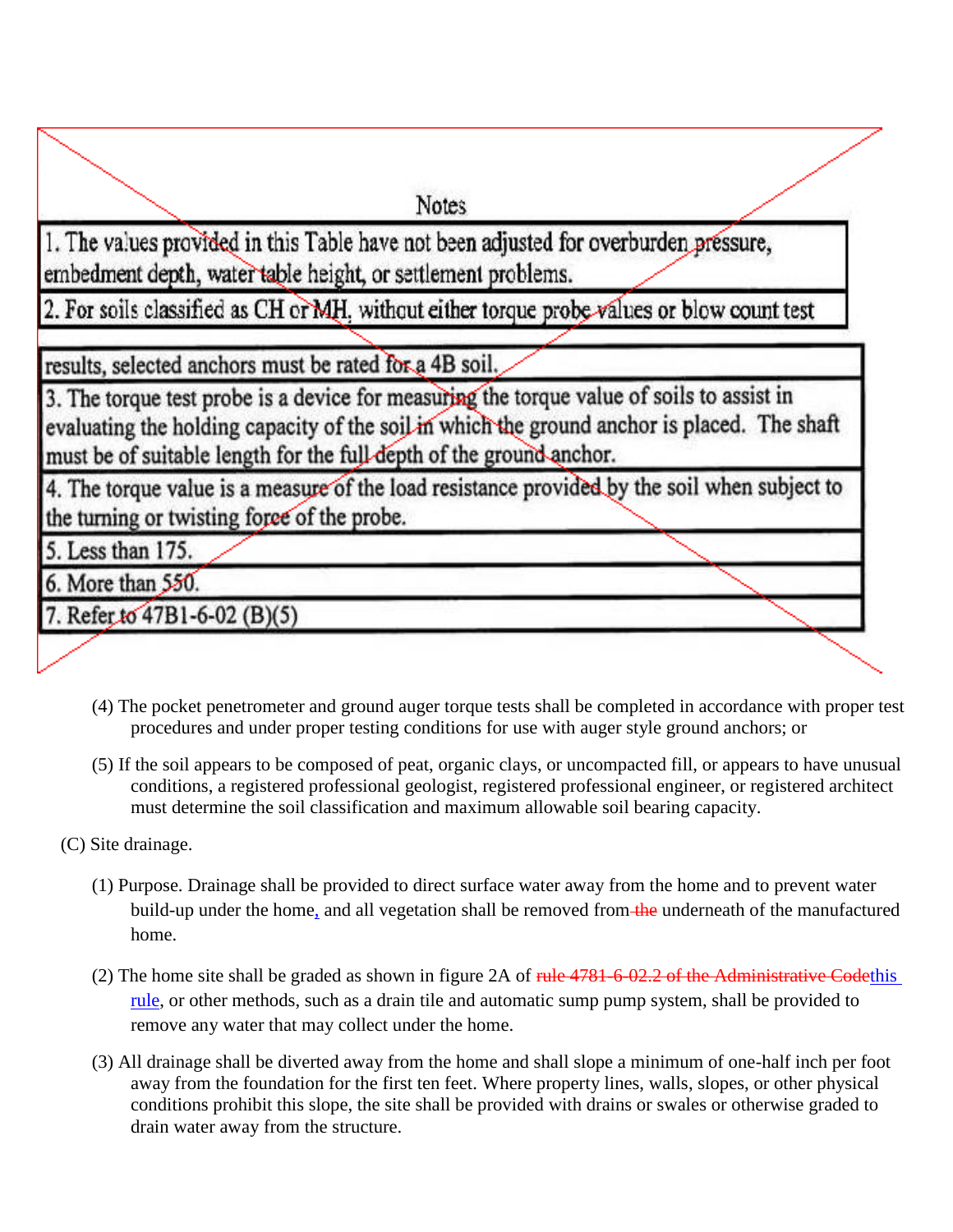| Notes |
|---|
| 1. The values provided in this Table have not been adjusted for overburden pressure, embedment depth, water table height, or settlement problems. |
| 2. For soils classified as CH or MH, without either torque probe values or blow count test results, selected anchors must be rated for a 4B soil. |
| 3. The torque test probe is a device for measuring the torque value of soils to assist in evaluating the holding capacity of the soil in which the ground anchor is placed. The shaft must be of suitable length for the full depth of the ground anchor. |
| 4. The torque value is a measure of the load resistance provided by the soil when subject to the turning or twisting force of the probe. |
| 5. Less than 175. |
| 6. More than 550. |
| 7. Refer to 47B1-6-02 (B)(5) |

(4) The pocket penetrometer and ground auger torque tests shall be completed in accordance with proper test procedures and under proper testing conditions for use with auger style ground anchors; or

(5) If the soil appears to be composed of peat, organic clays, or uncompacted fill, or appears to have unusual conditions, a registered professional geologist, registered professional engineer, or registered architect must determine the soil classification and maximum allowable soil bearing capacity.

(C) Site drainage.

(1) Purpose. Drainage shall be provided to direct surface water away from the home and to prevent water build-up under the home, and all vegetation shall be removed from ~~the~~ underneath of the manufactured home.

(2) The home site shall be graded as shown in figure 2A of ~~rule 4781-6-02.2 of the Administrative Code~~this rule, or other methods, such as a drain tile and automatic sump pump system, shall be provided to remove any water that may collect under the home.

(3) All drainage shall be diverted away from the home and shall slope a minimum of one-half inch per foot away from the foundation for the first ten feet. Where property lines, walls, slopes, or other physical conditions prohibit this slope, the site shall be provided with drains or swales or otherwise graded to drain water away from the structure.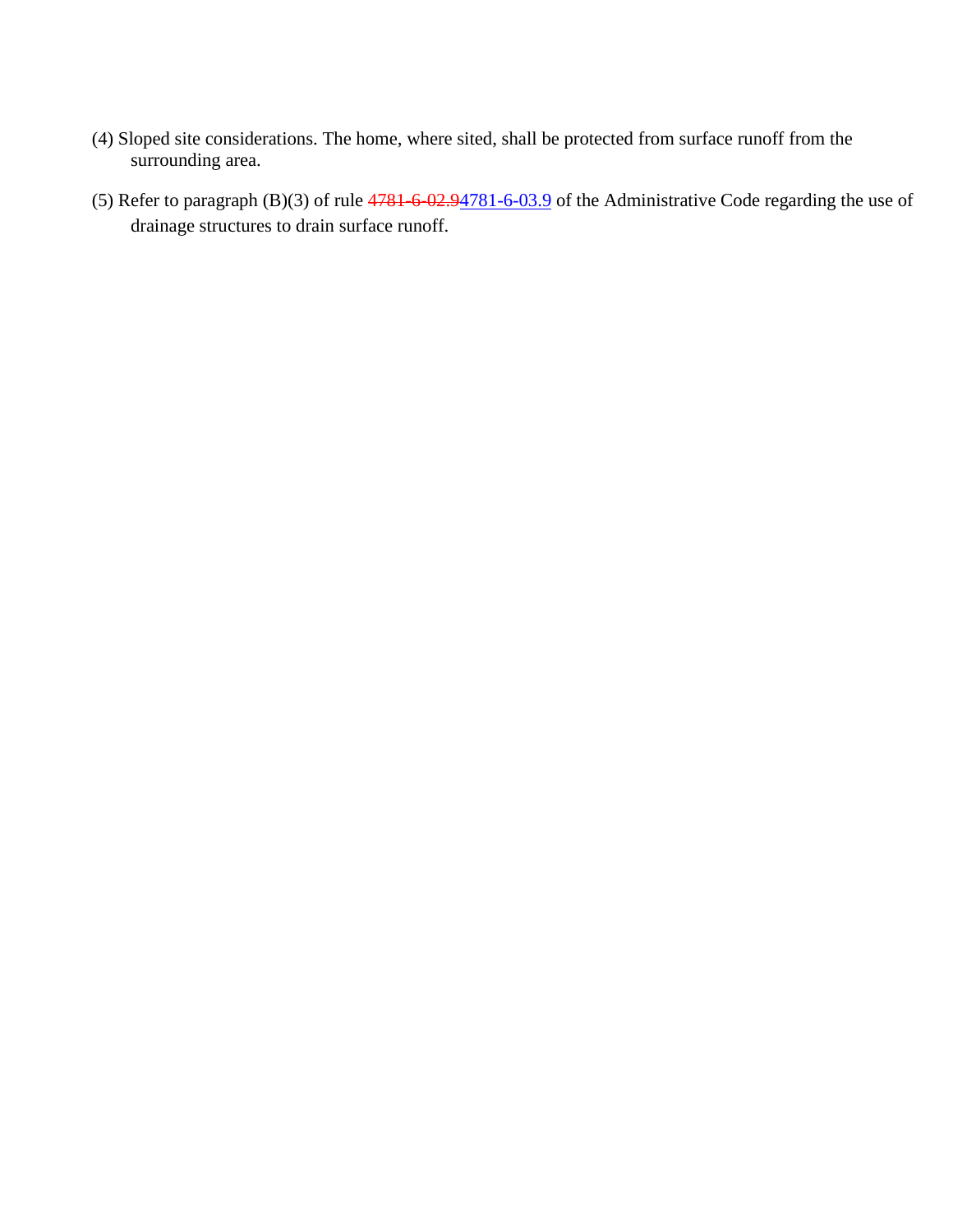(4) Sloped site considerations. The home, where sited, shall be protected from surface runoff from the surrounding area.

(5) Refer to paragraph (B)(3) of rule ~~4781-6-02.9~~4781-6-03.9 of the Administrative Code regarding the use of drainage structures to drain surface runoff.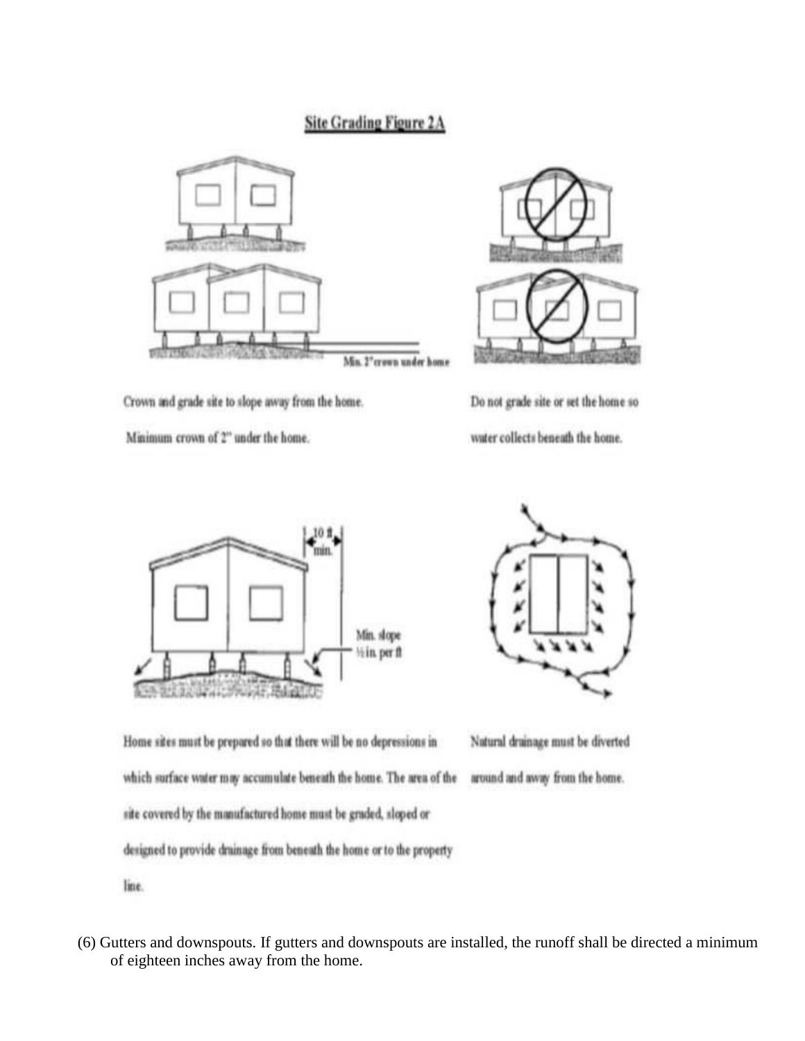## Site Grading Figure 2A

Min. 2" crown under home

Crown and grade site to slope away from the home.

Minimum crown of 2" under the home.

Do not grade site or set the home so water collects beneath the home.

10 ft min.

Min. slope ½ in. per ft

Home sites must be prepared so that there will be no depressions in which surface water may accumulate beneath the home. The area of the site covered by the manufactured home must be graded, sloped or designed to provide drainage from beneath the home or to the property line.

Natural drainage must be diverted around and away from the home.

(6) Gutters and downspouts. If gutters and downspouts are installed, the runoff shall be directed a minimum of eighteen inches away from the home.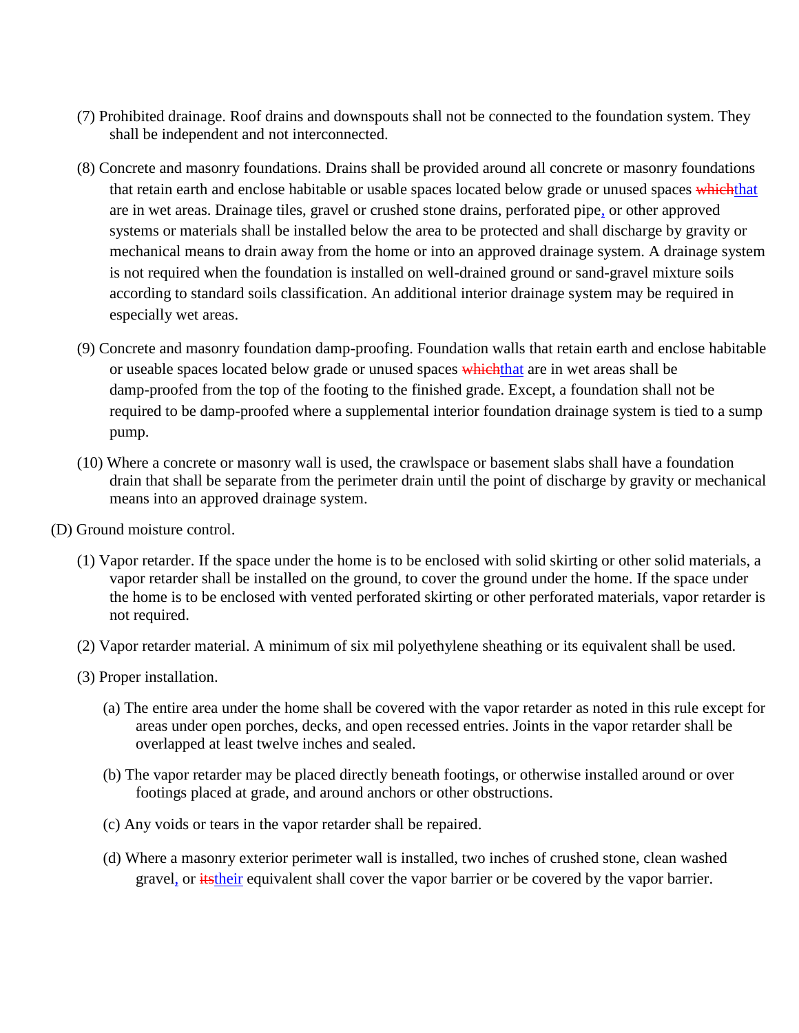(7) Prohibited drainage. Roof drains and downspouts shall not be connected to the foundation system. They shall be independent and not interconnected.

(8) Concrete and masonry foundations. Drains shall be provided around all concrete or masonry foundations that retain earth and enclose habitable or usable spaces located below grade or unused spaces ~~which~~that are in wet areas. Drainage tiles, gravel or crushed stone drains, perforated pipe, or other approved systems or materials shall be installed below the area to be protected and shall discharge by gravity or mechanical means to drain away from the home or into an approved drainage system. A drainage system is not required when the foundation is installed on well-drained ground or sand-gravel mixture soils according to standard soils classification. An additional interior drainage system may be required in especially wet areas.

(9) Concrete and masonry foundation damp-proofing. Foundation walls that retain earth and enclose habitable or useable spaces located below grade or unused spaces ~~which~~that are in wet areas shall be damp-proofed from the top of the footing to the finished grade. Except, a foundation shall not be required to be damp-proofed where a supplemental interior foundation drainage system is tied to a sump pump.

(10) Where a concrete or masonry wall is used, the crawlspace or basement slabs shall have a foundation drain that shall be separate from the perimeter drain until the point of discharge by gravity or mechanical means into an approved drainage system.

(D) Ground moisture control.

(1) Vapor retarder. If the space under the home is to be enclosed with solid skirting or other solid materials, a vapor retarder shall be installed on the ground, to cover the ground under the home. If the space under the home is to be enclosed with vented perforated skirting or other perforated materials, vapor retarder is not required.

(2) Vapor retarder material. A minimum of six mil polyethylene sheathing or its equivalent shall be used.

(3) Proper installation.

(a) The entire area under the home shall be covered with the vapor retarder as noted in this rule except for areas under open porches, decks, and open recessed entries. Joints in the vapor retarder shall be overlapped at least twelve inches and sealed.

(b) The vapor retarder may be placed directly beneath footings, or otherwise installed around or over footings placed at grade, and around anchors or other obstructions.

(c) Any voids or tears in the vapor retarder shall be repaired.

(d) Where a masonry exterior perimeter wall is installed, two inches of crushed stone, clean washed gravel, or ~~its~~their equivalent shall cover the vapor barrier or be covered by the vapor barrier.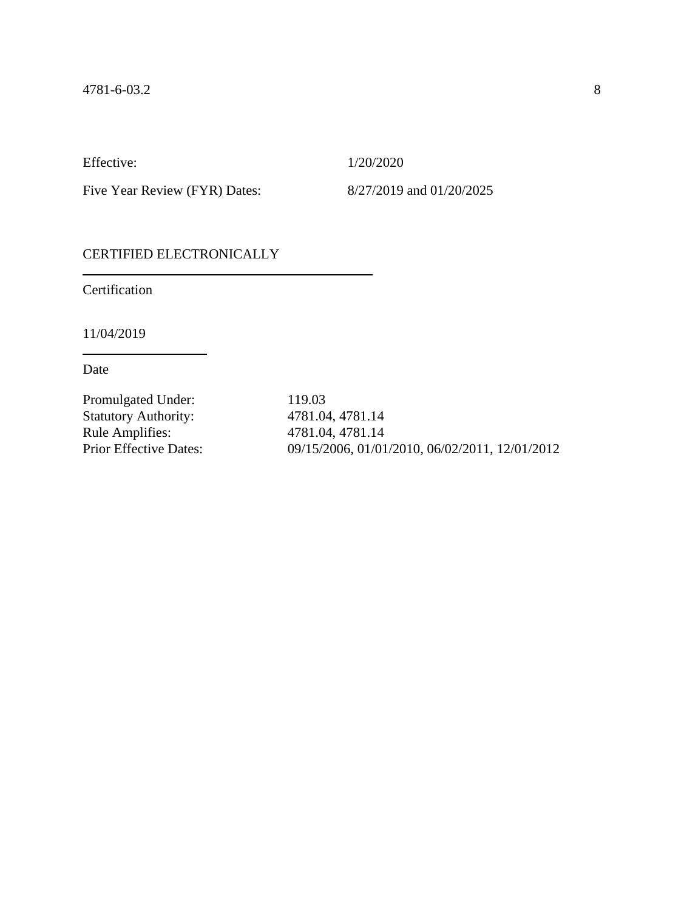Effective: 1/20/2020

Five Year Review (FYR) Dates: 8/27/2019 and 01/20/2025

CERTIFIED ELECTRONICALLY

Certification

11/04/2019

Date

Promulgated Under: 119.03
Statutory Authority: 4781.04, 4781.14
Rule Amplifies: 4781.04, 4781.14
Prior Effective Dates: 09/15/2006, 01/01/2010, 06/02/2011, 12/01/2012